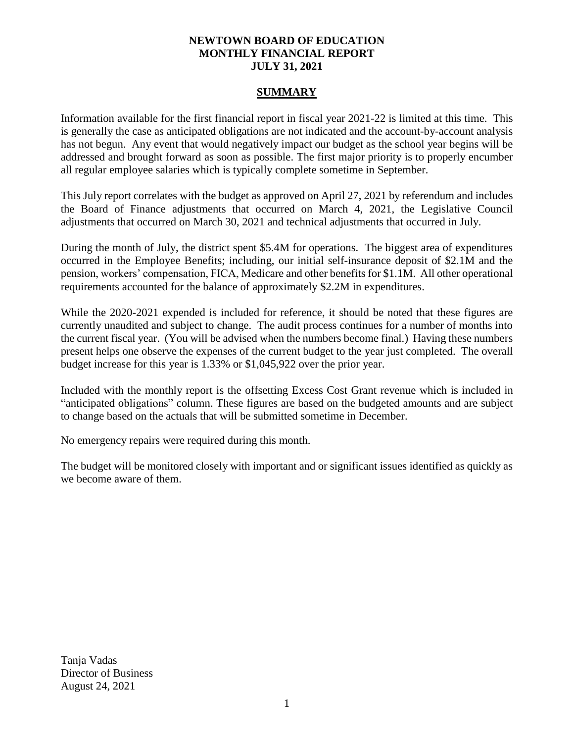# NEWTOWN BOARD OF EDUCATION
# MONTHLY FINANCIAL REPORT
# JULY 31, 2021

## SUMMARY

Information available for the first financial report in fiscal year 2021-22 is limited at this time. This is generally the case as anticipated obligations are not indicated and the account-by-account analysis has not begun. Any event that would negatively impact our budget as the school year begins will be addressed and brought forward as soon as possible. The first major priority is to properly encumber all regular employee salaries which is typically complete sometime in September.

This July report correlates with the budget as approved on April 27, 2021 by referendum and includes the Board of Finance adjustments that occurred on March 4, 2021, the Legislative Council adjustments that occurred on March 30, 2021 and technical adjustments that occurred in July.

During the month of July, the district spent \$5.4M for operations. The biggest area of expenditures occurred in the Employee Benefits; including, our initial self-insurance deposit of \$2.1M and the pension, workers' compensation, FICA, Medicare and other benefits for \$1.1M. All other operational requirements accounted for the balance of approximately \$2.2M in expenditures.

While the 2020-2021 expended is included for reference, it should be noted that these figures are currently unaudited and subject to change. The audit process continues for a number of months into the current fiscal year. (You will be advised when the numbers become final.) Having these numbers present helps one observe the expenses of the current budget to the year just completed. The overall budget increase for this year is 1.33% or \$1,045,922 over the prior year.

Included with the monthly report is the offsetting Excess Cost Grant revenue which is included in "anticipated obligations" column. These figures are based on the budgeted amounts and are subject to change based on the actuals that will be submitted sometime in December.

No emergency repairs were required during this month.

The budget will be monitored closely with important and or significant issues identified as quickly as we become aware of them.

Tanja Vadas
Director of Business
August 24, 2021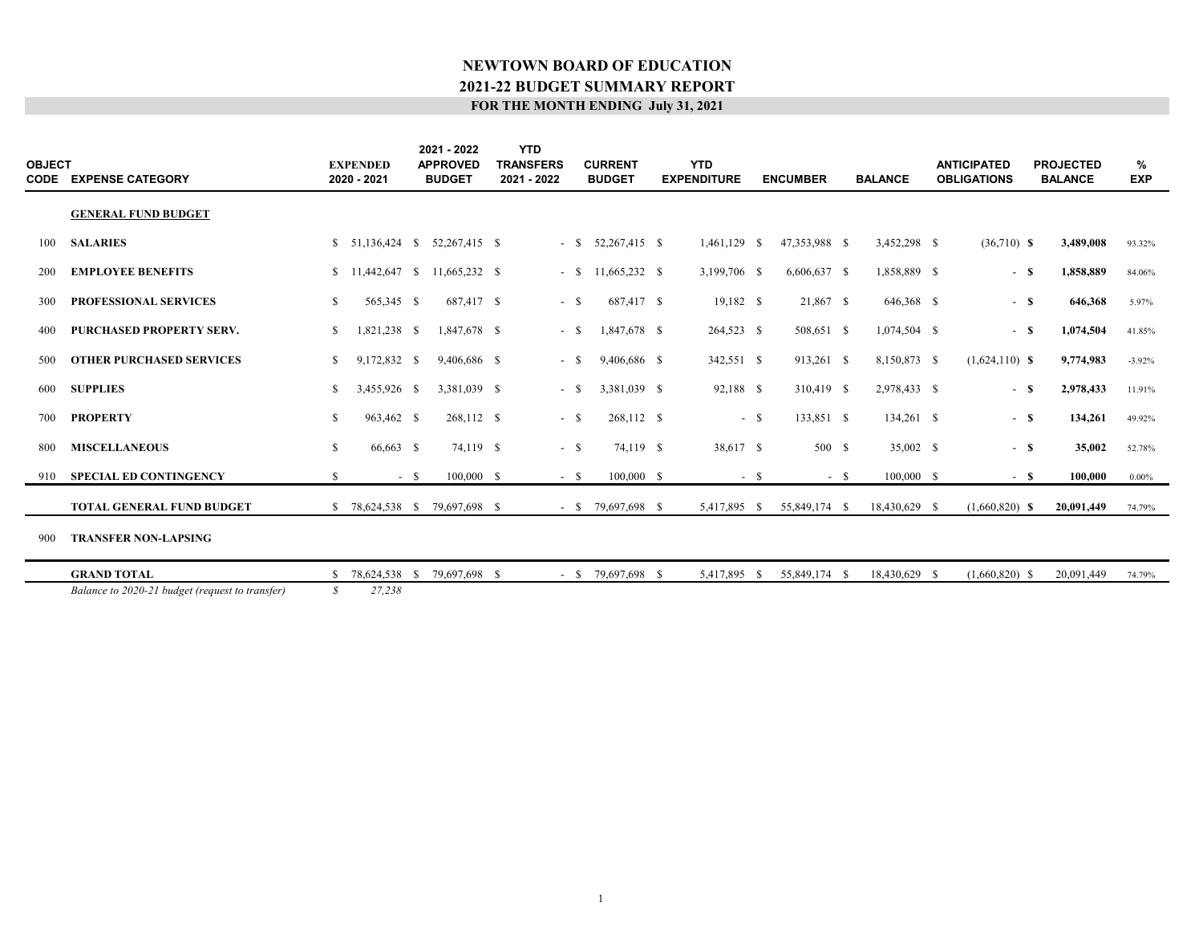# NEWTOWN BOARD OF EDUCATION

## 2021-22 BUDGET SUMMARY REPORT

### FOR THE MONTH ENDING July 31, 2021

| OBJECT CODE | EXPENSE CATEGORY | EXPENDED 2020 - 2021 | 2021 - 2022 APPROVED BUDGET | YTD TRANSFERS 2021 - 2022 | CURRENT BUDGET | YTD EXPENDITURE | ENCUMBER | BALANCE | ANTICIPATED OBLIGATIONS | PROJECTED BALANCE | % EXP |
|---|---|---|---|---|---|---|---|---|---|---|---|
| | **GENERAL FUND BUDGET** | | | | | | | | | | |
| 100 | **SALARIES** | $ 51,136,424 | $ 52,267,415 | $ - | $ 52,267,415 | $ 1,461,129 | $ 47,353,988 | $ 3,452,298 | $ (36,710) | **$ 3,489,008** | 93.32% |
| 200 | **EMPLOYEE BENEFITS** | $ 11,442,647 | $ 11,665,232 | $ - | $ 11,665,232 | $ 3,199,706 | $ 6,606,637 | $ 1,858,889 | $ - | **$ 1,858,889** | 84.06% |
| 300 | **PROFESSIONAL SERVICES** | $ 565,345 | $ 687,417 | $ - | $ 687,417 | $ 19,182 | $ 21,867 | $ 646,368 | $ - | **$ 646,368** | 5.97% |
| 400 | **PURCHASED PROPERTY SERV.** | $ 1,821,238 | $ 1,847,678 | $ - | $ 1,847,678 | $ 264,523 | $ 508,651 | $ 1,074,504 | $ - | **$ 1,074,504** | 41.85% |
| 500 | **OTHER PURCHASED SERVICES** | $ 9,172,832 | $ 9,406,686 | $ - | $ 9,406,686 | $ 342,551 | $ 913,261 | $ 8,150,873 | $ (1,624,110) | **$ 9,774,983** | -3.92% |
| 600 | **SUPPLIES** | $ 3,455,926 | $ 3,381,039 | $ - | $ 3,381,039 | $ 92,188 | $ 310,419 | $ 2,978,433 | $ - | **$ 2,978,433** | 11.91% |
| 700 | **PROPERTY** | $ 963,462 | $ 268,112 | $ - | $ 268,112 | $ - | $ 133,851 | $ 134,261 | $ - | **$ 134,261** | 49.92% |
| 800 | **MISCELLANEOUS** | $ 66,663 | $ 74,119 | $ - | $ 74,119 | $ 38,617 | $ 500 | $ 35,002 | $ - | **$ 35,002** | 52.78% |
| 910 | **SPECIAL ED CONTINGENCY** | $ - | $ 100,000 | $ - | $ 100,000 | $ - | $ - | $ 100,000 | $ - | **$ 100,000** | 0.00% |
| | **TOTAL GENERAL FUND BUDGET** | $ 78,624,538 | $ 79,697,698 | $ - | $ 79,697,698 | $ 5,417,895 | $ 55,849,174 | $ 18,430,629 | $ (1,660,820) | **$ 20,091,449** | 74.79% |
| 900 | **TRANSFER NON-LAPSING** | | | | | | | | | | |
| | **GRAND TOTAL** | $ 78,624,538 | $ 79,697,698 | $ - | $ 79,697,698 | $ 5,417,895 | $ 55,849,174 | $ 18,430,629 | $ (1,660,820) | $ 20,091,449 | 74.79% |
| | *Balance to 2020-21 budget (request to transfer)* | *$ 27,238* | | | | | | | | | |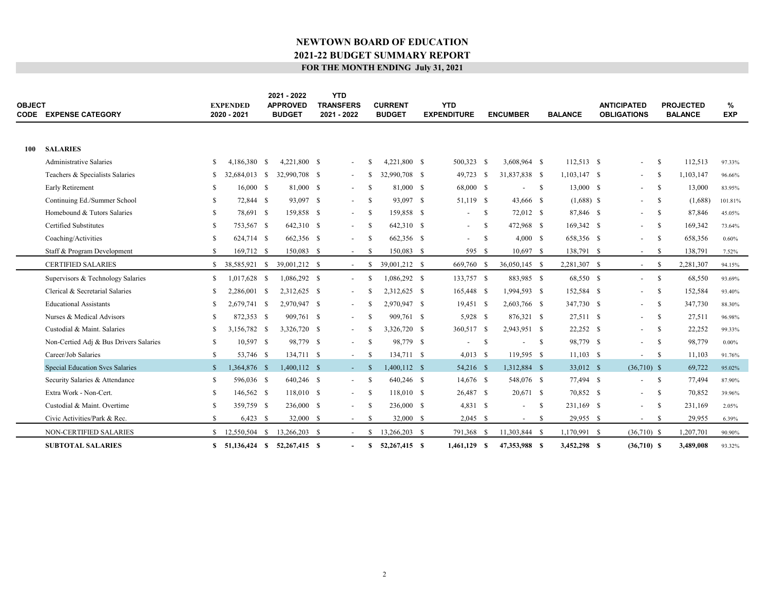# NEWTOWN BOARD OF EDUCATION
## 2021-22 BUDGET SUMMARY REPORT
### FOR THE MONTH ENDING July 31, 2021

| OBJECT CODE | EXPENSE CATEGORY | EXPENDED 2020 - 2021 | 2021 - 2022 APPROVED BUDGET | YTD TRANSFERS 2021 - 2022 | CURRENT BUDGET | YTD EXPENDITURE | ENCUMBER | BALANCE | ANTICIPATED OBLIGATIONS | PROJECTED BALANCE | % EXP |
|---|---|---|---|---|---|---|---|---|---|---|---|
| **100** | **SALARIES** | | | | | | | | | | |
| | Administrative Salaries | $ 4,186,380 | $ 4,221,800 | $ - | $ 4,221,800 | $ 500,323 | $ 3,608,964 | $ 112,513 | $ - | $ 112,513 | 97.33% |
| | Teachers & Specialists Salaries | $ 32,684,013 | $ 32,990,708 | $ - | $ 32,990,708 | $ 49,723 | $ 31,837,838 | $ 1,103,147 | $ - | $ 1,103,147 | 96.66% |
| | Early Retirement | $ 16,000 | $ 81,000 | $ - | $ 81,000 | $ 68,000 | $ - | $ 13,000 | $ - | $ 13,000 | 83.95% |
| | Continuing Ed./Summer School | $ 72,844 | $ 93,097 | $ - | $ 93,097 | $ 51,119 | $ 43,666 | $ (1,688) | $ - | $ (1,688) | 101.81% |
| | Homebound & Tutors Salaries | $ 78,691 | $ 159,858 | $ - | $ 159,858 | $ - | $ 72,012 | $ 87,846 | $ - | $ 87,846 | 45.05% |
| | Certified Substitutes | $ 753,567 | $ 642,310 | $ - | $ 642,310 | $ - | $ 472,968 | $ 169,342 | $ - | $ 169,342 | 73.64% |
| | Coaching/Activities | $ 624,714 | $ 662,356 | $ - | $ 662,356 | $ - | $ 4,000 | $ 658,356 | $ - | $ 658,356 | 0.60% |
| | Staff & Program Development | $ 169,712 | $ 150,083 | $ - | $ 150,083 | $ 595 | $ 10,697 | $ 138,791 | $ - | $ 138,791 | 7.52% |
| | CERTIFIED SALARIES | $ 38,585,921 | $ 39,001,212 | $ - | $ 39,001,212 | $ 669,760 | $ 36,050,145 | $ 2,281,307 | $ - | $ 2,281,307 | 94.15% |
| | Supervisors & Technology Salaries | $ 1,017,628 | $ 1,086,292 | $ - | $ 1,086,292 | $ 133,757 | $ 883,985 | $ 68,550 | $ - | $ 68,550 | 93.69% |
| | Clerical & Secretarial Salaries | $ 2,286,001 | $ 2,312,625 | $ - | $ 2,312,625 | $ 165,448 | $ 1,994,593 | $ 152,584 | $ - | $ 152,584 | 93.40% |
| | Educational Assistants | $ 2,679,741 | $ 2,970,947 | $ - | $ 2,970,947 | $ 19,451 | $ 2,603,766 | $ 347,730 | $ - | $ 347,730 | 88.30% |
| | Nurses & Medical Advisors | $ 872,353 | $ 909,761 | $ - | $ 909,761 | $ 5,928 | $ 876,321 | $ 27,511 | $ - | $ 27,511 | 96.98% |
| | Custodial & Maint. Salaries | $ 3,156,782 | $ 3,326,720 | $ - | $ 3,326,720 | $ 360,517 | $ 2,943,951 | $ 22,252 | $ - | $ 22,252 | 99.33% |
| | Non-Certied Adj & Bus Drivers Salaries | $ 10,597 | $ 98,779 | $ - | $ 98,779 | $ - | $ - | $ 98,779 | $ - | $ 98,779 | 0.00% |
| | Career/Job Salaries | $ 53,746 | $ 134,711 | $ - | $ 134,711 | $ 4,013 | $ 119,595 | $ 11,103 | $ - | $ 11,103 | 91.76% |
| | Special Education Svcs Salaries | $ 1,364,876 | $ 1,400,112 | $ - | $ 1,400,112 | $ 54,216 | $ 1,312,884 | $ 33,012 | $ (36,710) | $ 69,722 | 95.02% |
| | Security Salaries & Attendance | $ 596,036 | $ 640,246 | $ - | $ 640,246 | $ 14,676 | $ 548,076 | $ 77,494 | $ - | $ 77,494 | 87.90% |
| | Extra Work - Non-Cert. | $ 146,562 | $ 118,010 | $ - | $ 118,010 | $ 26,487 | $ 20,671 | $ 70,852 | $ - | $ 70,852 | 39.96% |
| | Custodial & Maint. Overtime | $ 359,759 | $ 236,000 | $ - | $ 236,000 | $ 4,831 | $ - | $ 231,169 | $ - | $ 231,169 | 2.05% |
| | Civic Activities/Park & Rec. | $ 6,423 | $ 32,000 | $ - | $ 32,000 | $ 2,045 | $ - | $ 29,955 | $ - | $ 29,955 | 6.39% |
| | NON-CERTIFIED SALARIES | $ 12,550,504 | $ 13,266,203 | $ - | $ 13,266,203 | $ 791,368 | $ 11,303,844 | $ 1,170,991 | $ (36,710) | $ 1,207,701 | 90.90% |
| | **SUBTOTAL SALARIES** | **$ 51,136,424** | **$ 52,267,415** | **$ -** | **$ 52,267,415** | **$ 1,461,129** | **$ 47,353,988** | **$ 3,452,298** | **$ (36,710)** | **$ 3,489,008** | 93.32% |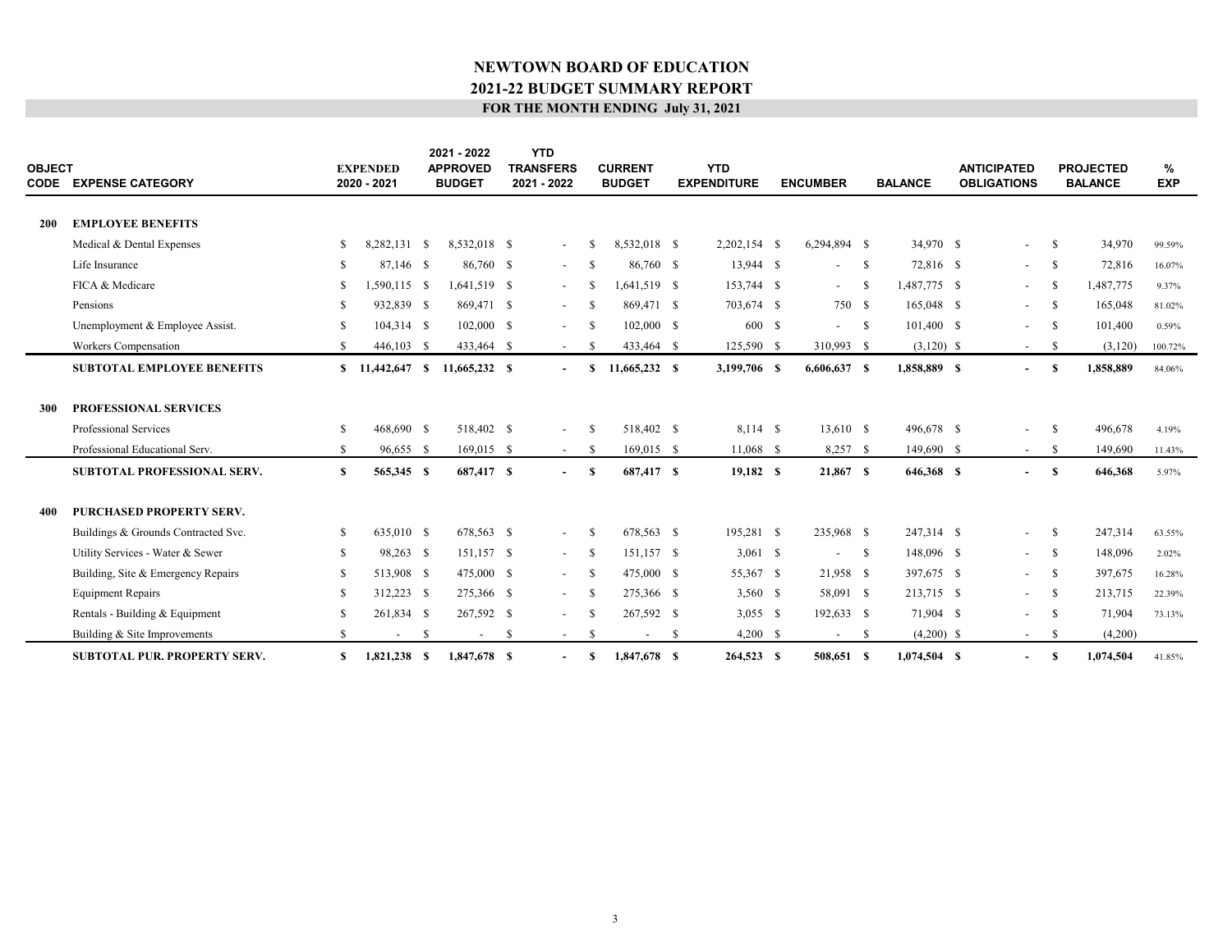# NEWTOWN BOARD OF EDUCATION

## 2021-22 BUDGET SUMMARY REPORT

### FOR THE MONTH ENDING July 31, 2021

| OBJECT CODE | EXPENSE CATEGORY | EXPENDED 2020 - 2021 | 2021 - 2022 APPROVED BUDGET | YTD TRANSFERS 2021 - 2022 | CURRENT BUDGET | YTD EXPENDITURE | ENCUMBER | BALANCE | ANTICIPATED OBLIGATIONS | PROJECTED BALANCE | % EXP |
|---|---|---|---|---|---|---|---|---|---|---|---|
| **200** | **EMPLOYEE BENEFITS** | | | | | | | | | | |
| | Medical & Dental Expenses | $ 8,282,131 | $ 8,532,018 | $ - | $ 8,532,018 | $ 2,202,154 | $ 6,294,894 | $ 34,970 | $ - | $ 34,970 | 99.59% |
| | Life Insurance | $ 87,146 | $ 86,760 | $ - | $ 86,760 | $ 13,944 | $ - | $ 72,816 | $ - | $ 72,816 | 16.07% |
| | FICA & Medicare | $ 1,590,115 | $ 1,641,519 | $ - | $ 1,641,519 | $ 153,744 | $ - | $ 1,487,775 | $ - | $ 1,487,775 | 9.37% |
| | Pensions | $ 932,839 | $ 869,471 | $ - | $ 869,471 | $ 703,674 | $ 750 | $ 165,048 | $ - | $ 165,048 | 81.02% |
| | Unemployment & Employee Assist. | $ 104,314 | $ 102,000 | $ - | $ 102,000 | $ 600 | $ - | $ 101,400 | $ - | $ 101,400 | 0.59% |
| | Workers Compensation | $ 446,103 | $ 433,464 | $ - | $ 433,464 | $ 125,590 | $ 310,993 | $ (3,120) | $ - | $ (3,120) | 100.72% |
| | **SUBTOTAL EMPLOYEE BENEFITS** | **$ 11,442,647** | **$ 11,665,232** | **$ -** | **$ 11,665,232** | **$ 3,199,706** | **$ 6,606,637** | **$ 1,858,889** | **$ -** | **$ 1,858,889** | 84.06% |
| **300** | **PROFESSIONAL SERVICES** | | | | | | | | | | |
| | Professional Services | $ 468,690 | $ 518,402 | $ - | $ 518,402 | $ 8,114 | $ 13,610 | $ 496,678 | $ - | $ 496,678 | 4.19% |
| | Professional Educational Serv. | $ 96,655 | $ 169,015 | $ - | $ 169,015 | $ 11,068 | $ 8,257 | $ 149,690 | $ - | $ 149,690 | 11.43% |
| | **SUBTOTAL PROFESSIONAL SERV.** | **$ 565,345** | **$ 687,417** | **$ -** | **$ 687,417** | **$ 19,182** | **$ 21,867** | **$ 646,368** | **$ -** | **$ 646,368** | 5.97% |
| **400** | **PURCHASED PROPERTY SERV.** | | | | | | | | | | |
| | Buildings & Grounds Contracted Svc. | $ 635,010 | $ 678,563 | $ - | $ 678,563 | $ 195,281 | $ 235,968 | $ 247,314 | $ - | $ 247,314 | 63.55% |
| | Utility Services - Water & Sewer | $ 98,263 | $ 151,157 | $ - | $ 151,157 | $ 3,061 | $ - | $ 148,096 | $ - | $ 148,096 | 2.02% |
| | Building, Site & Emergency Repairs | $ 513,908 | $ 475,000 | $ - | $ 475,000 | $ 55,367 | $ 21,958 | $ 397,675 | $ - | $ 397,675 | 16.28% |
| | Equipment Repairs | $ 312,223 | $ 275,366 | $ - | $ 275,366 | $ 3,560 | $ 58,091 | $ 213,715 | $ - | $ 213,715 | 22.39% |
| | Rentals - Building & Equipment | $ 261,834 | $ 267,592 | $ - | $ 267,592 | $ 3,055 | $ 192,633 | $ 71,904 | $ - | $ 71,904 | 73.13% |
| | Building & Site Improvements | $ - | $ - | $ - | $ - | $ 4,200 | $ - | $ (4,200) | $ - | $ (4,200) | |
| | **SUBTOTAL PUR. PROPERTY SERV.** | **$ 1,821,238** | **$ 1,847,678** | **$ -** | **$ 1,847,678** | **$ 264,523** | **$ 508,651** | **$ 1,074,504** | **$ -** | **$ 1,074,504** | 41.85% |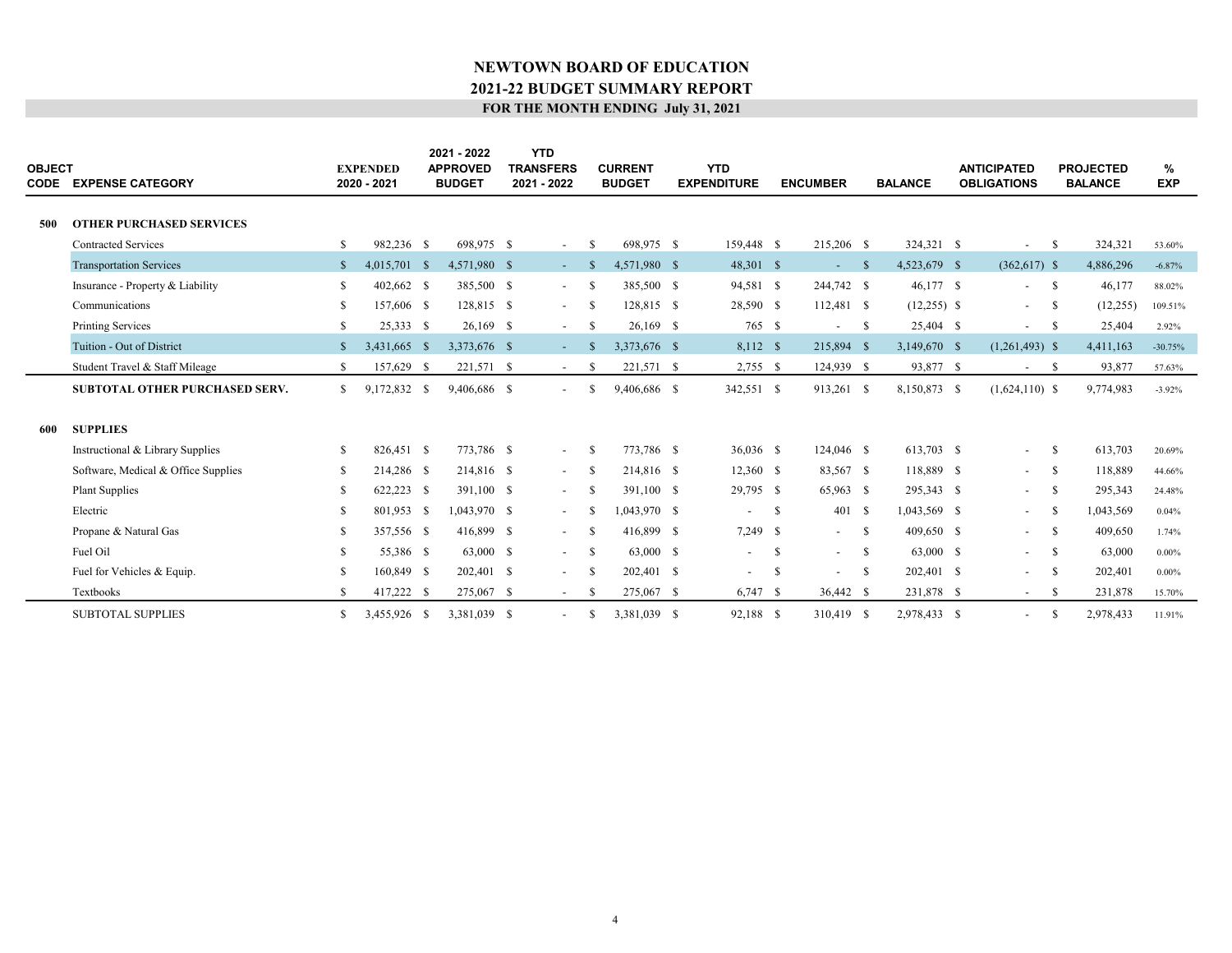# NEWTOWN BOARD OF EDUCATION

## 2021-22 BUDGET SUMMARY REPORT

### FOR THE MONTH ENDING July 31, 2021

| OBJECT CODE | EXPENSE CATEGORY | EXPENDED 2020 - 2021 | 2021 - 2022 APPROVED BUDGET | YTD TRANSFERS 2021 - 2022 | CURRENT BUDGET | YTD EXPENDITURE | ENCUMBER | BALANCE | ANTICIPATED OBLIGATIONS | PROJECTED BALANCE | % EXP |
|---|---|---|---|---|---|---|---|---|---|---|---|
| **500** | **OTHER PURCHASED SERVICES** | | | | | | | | | | |
| | Contracted Services | $ 982,236 | $ 698,975 | $ - | $ 698,975 | $ 159,448 | $ 215,206 | $ 324,321 | $ - | $ 324,321 | 53.60% |
| | Transportation Services | $ 4,015,701 | $ 4,571,980 | $ - | $ 4,571,980 | $ 48,301 | $ - | $ 4,523,679 | $ (362,617) | $ 4,886,296 | -6.87% |
| | Insurance - Property & Liability | $ 402,662 | $ 385,500 | $ - | $ 385,500 | $ 94,581 | $ 244,742 | $ 46,177 | $ - | $ 46,177 | 88.02% |
| | Communications | $ 157,606 | $ 128,815 | $ - | $ 128,815 | $ 28,590 | $ 112,481 | $ (12,255) | $ - | $ (12,255) | 109.51% |
| | Printing Services | $ 25,333 | $ 26,169 | $ - | $ 26,169 | $ 765 | $ - | $ 25,404 | $ - | $ 25,404 | 2.92% |
| | Tuition - Out of District | $ 3,431,665 | $ 3,373,676 | $ - | $ 3,373,676 | $ 8,112 | $ 215,894 | $ 3,149,670 | $ (1,261,493) | $ 4,411,163 | -30.75% |
| | Student Travel & Staff Mileage | $ 157,629 | $ 221,571 | $ - | $ 221,571 | $ 2,755 | $ 124,939 | $ 93,877 | $ - | $ 93,877 | 57.63% |
| | **SUBTOTAL OTHER PURCHASED SERV.** | $ 9,172,832 | $ 9,406,686 | $ - | $ 9,406,686 | $ 342,551 | $ 913,261 | $ 8,150,873 | $ (1,624,110) | $ 9,774,983 | -3.92% |
| **600** | **SUPPLIES** | | | | | | | | | | |
| | Instructional & Library Supplies | $ 826,451 | $ 773,786 | $ - | $ 773,786 | $ 36,036 | $ 124,046 | $ 613,703 | $ - | $ 613,703 | 20.69% |
| | Software, Medical & Office Supplies | $ 214,286 | $ 214,816 | $ - | $ 214,816 | $ 12,360 | $ 83,567 | $ 118,889 | $ - | $ 118,889 | 44.66% |
| | Plant Supplies | $ 622,223 | $ 391,100 | $ - | $ 391,100 | $ 29,795 | $ 65,963 | $ 295,343 | $ - | $ 295,343 | 24.48% |
| | Electric | $ 801,953 | $ 1,043,970 | $ - | $ 1,043,970 | $ - | $ 401 | $ 1,043,569 | $ - | $ 1,043,569 | 0.04% |
| | Propane & Natural Gas | $ 357,556 | $ 416,899 | $ - | $ 416,899 | $ 7,249 | $ - | $ 409,650 | $ - | $ 409,650 | 1.74% |
| | Fuel Oil | $ 55,386 | $ 63,000 | $ - | $ 63,000 | $ - | $ - | $ 63,000 | $ - | $ 63,000 | 0.00% |
| | Fuel for Vehicles & Equip. | $ 160,849 | $ 202,401 | $ - | $ 202,401 | $ - | $ - | $ 202,401 | $ - | $ 202,401 | 0.00% |
| | Textbooks | $ 417,222 | $ 275,067 | $ - | $ 275,067 | $ 6,747 | $ 36,442 | $ 231,878 | $ - | $ 231,878 | 15.70% |
| | SUBTOTAL SUPPLIES | $ 3,455,926 | $ 3,381,039 | $ - | $ 3,381,039 | $ 92,188 | $ 310,419 | $ 2,978,433 | $ - | $ 2,978,433 | 11.91% |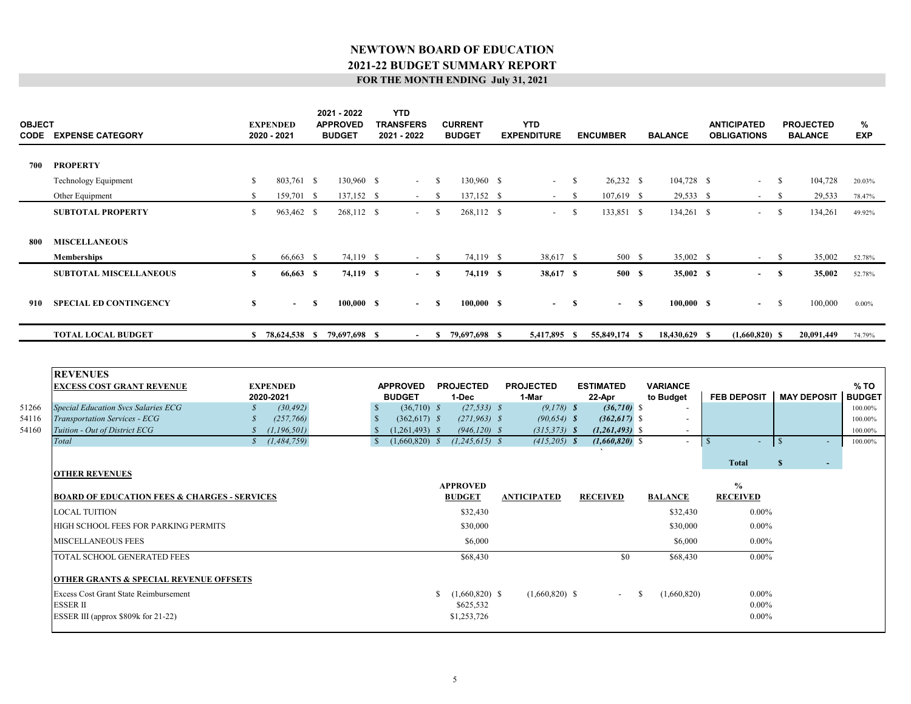# NEWTOWN BOARD OF EDUCATION
## 2021-22 BUDGET SUMMARY REPORT
### FOR THE MONTH ENDING July 31, 2021

| OBJECT CODE | EXPENSE CATEGORY | EXPENDED 2020 - 2021 | 2021 - 2022 APPROVED BUDGET | YTD TRANSFERS 2021 - 2022 | CURRENT BUDGET | YTD EXPENDITURE | ENCUMBER | BALANCE | ANTICIPATED OBLIGATIONS | PROJECTED BALANCE | % EXP |
|---|---|---|---|---|---|---|---|---|---|---|---|
| 700 | **PROPERTY** | | | | | | | | | | |
| | Technology Equipment | $ 803,761 | $ 130,960 | $ - | $ 130,960 | $ - | $ 26,232 | $ 104,728 | $ - | $ 104,728 | 20.03% |
| | Other Equipment | $ 159,701 | $ 137,152 | $ - | $ 137,152 | $ - | $ 107,619 | $ 29,533 | $ - | $ 29,533 | 78.47% |
| | **SUBTOTAL PROPERTY** | $ 963,462 | $ 268,112 | $ - | $ 268,112 | $ - | $ 133,851 | $ 134,261 | $ - | $ 134,261 | 49.92% |
| 800 | **MISCELLANEOUS** | | | | | | | | | | |
| | **Memberships** | $ 66,663 | $ 74,119 | $ - | $ 74,119 | $ 38,617 | $ 500 | $ 35,002 | $ - | $ 35,002 | 52.78% |
| | **SUBTOTAL MISCELLANEOUS** | **$ 66,663** | **$ 74,119** | **$ -** | **$ 74,119** | **$ 38,617** | **$ 500** | **$ 35,002** | **$ -** | **$ 35,002** | 52.78% |
| 910 | **SPECIAL ED CONTINGENCY** | **$ -** | **$ 100,000** | **$ -** | **$ 100,000** | **$ -** | **$ -** | **$ 100,000** | **$ -** | $ 100,000 | 0.00% |
| | **TOTAL LOCAL BUDGET** | **$ 78,624,538** | **$ 79,697,698** | **$ -** | **$ 79,697,698** | **$ 5,417,895** | **$ 55,849,174** | **$ 18,430,629** | **$ (1,660,820)** | **$ 20,091,449** | 74.79% |

## REVENUES

| | EXCESS COST GRANT REVENUE | EXPENDED 2020-2021 | APPROVED BUDGET | PROJECTED 1-Dec | PROJECTED 1-Mar | ESTIMATED 22-Apr | VARIANCE to Budget | FEB DEPOSIT | MAY DEPOSIT | % TO BUDGET |
|---|---|---|---|---|---|---|---|---|---|---|
| 51266 | *Special Education Svcs Salaries ECG* | *$ (30,492)* | $ (36,710) | *$ (27,533)* | *$ (9,178)* | ***$ (36,710)*** | $ - | | | 100.00% |
| 54116 | *Transportation Services - ECG* | *$ (257,766)* | $ (362,617) | *$ (271,963)* | *$ (90,654)* | ***$ (362,617)*** | $ - | | | 100.00% |
| 54160 | *Tuition - Out of District ECG* | *$ (1,196,501)* | $ (1,261,493) | *$ (946,120)* | *$ (315,373)* | ***$ (1,261,493)*** | $ - | | | 100.00% |
| | *Total* | *$ (1,484,759)* | $ (1,660,820) | *$ (1,245,615)* | *$ (415,205)* | ***$ (1,660,820)*** | $ - | $ - | $ - | 100.00% |
| | | | | | | | | **Total** | **$ -** | |

**OTHER REVENUES**

| BOARD OF EDUCATION FEES & CHARGES - SERVICES | APPROVED BUDGET | ANTICIPATED | RECEIVED | BALANCE | % RECEIVED |
|---|---|---|---|---|---|
| LOCAL TUITION | $32,430 | | | $32,430 | 0.00% |
| HIGH SCHOOL FEES FOR PARKING PERMITS | $30,000 | | | $30,000 | 0.00% |
| MISCELLANEOUS FEES | $6,000 | | | $6,000 | 0.00% |
| TOTAL SCHOOL GENERATED FEES | $68,430 | | $0 | $68,430 | 0.00% |
| **OTHER GRANTS & SPECIAL REVENUE OFFSETS** | | | | | |
| Excess Cost Grant State Reimbursement | $ (1,660,820) | $ (1,660,820) | $ - | $ (1,660,820) | 0.00% |
| ESSER II | $625,532 | | | | 0.00% |
| ESSER III (approx $809k for 21-22) | $1,253,726 | | | | 0.00% |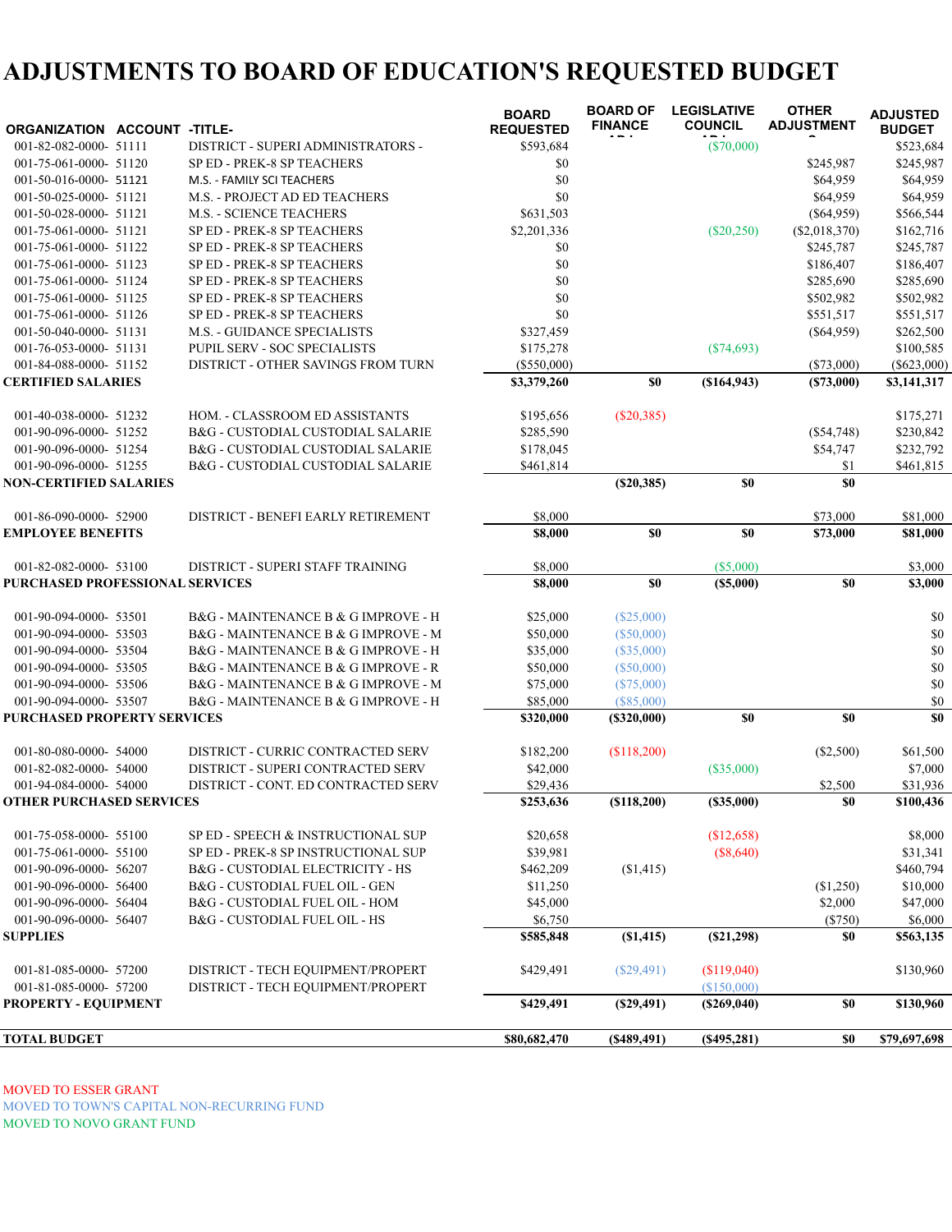# ADJUSTMENTS TO BOARD OF EDUCATION'S REQUESTED BUDGET

| ORGANIZATION | ACCOUNT | -TITLE- | BOARD REQUESTED | BOARD OF FINANCE | LEGISLATIVE COUNCIL | OTHER ADJUSTMENT | ADJUSTED BUDGET |
|---|---|---|---|---|---|---|---|
| 001-82-082-0000- | 51111 | DISTRICT - SUPERI ADMINISTRATORS - | $593,684 | | ($70,000) | | $523,684 |
| 001-75-061-0000- | 51120 | SP ED - PREK-8 SP TEACHERS | $0 | | | $245,987 | $245,987 |
| 001-50-016-0000- | 51121 | M.S. - FAMILY SCI TEACHERS | $0 | | | $64,959 | $64,959 |
| 001-50-025-0000- | 51121 | M.S. - PROJECT AD ED TEACHERS | $0 | | | $64,959 | $64,959 |
| 001-50-028-0000- | 51121 | M.S. - SCIENCE TEACHERS | $631,503 | | | ($64,959) | $566,544 |
| 001-75-061-0000- | 51121 | SP ED - PREK-8 SP TEACHERS | $2,201,336 | | ($20,250) | ($2,018,370) | $162,716 |
| 001-75-061-0000- | 51122 | SP ED - PREK-8 SP TEACHERS | $0 | | | $245,787 | $245,787 |
| 001-75-061-0000- | 51123 | SP ED - PREK-8 SP TEACHERS | $0 | | | $186,407 | $186,407 |
| 001-75-061-0000- | 51124 | SP ED - PREK-8 SP TEACHERS | $0 | | | $285,690 | $285,690 |
| 001-75-061-0000- | 51125 | SP ED - PREK-8 SP TEACHERS | $0 | | | $502,982 | $502,982 |
| 001-75-061-0000- | 51126 | SP ED - PREK-8 SP TEACHERS | $0 | | | $551,517 | $551,517 |
| 001-50-040-0000- | 51131 | M.S. - GUIDANCE SPECIALISTS | $327,459 | | | ($64,959) | $262,500 |
| 001-76-053-0000- | 51131 | PUPIL SERV - SOC SPECIALISTS | $175,278 | | ($74,693) | | $100,585 |
| 001-84-088-0000- | 51152 | DISTRICT - OTHER SAVINGS FROM TURN | ($550,000) | | | ($73,000) | ($623,000) |
| **CERTIFIED SALARIES** | | | **$3,379,260** | **$0** | **($164,943)** | **($73,000)** | **$3,141,317** |
| | | | | | | | |
| 001-40-038-0000- | 51232 | HOM. - CLASSROOM ED ASSISTANTS | $195,656 | ($20,385) | | | $175,271 |
| 001-90-096-0000- | 51252 | B&G - CUSTODIAL CUSTODIAL SALARIE | $285,590 | | | ($54,748) | $230,842 |
| 001-90-096-0000- | 51254 | B&G - CUSTODIAL CUSTODIAL SALARIE | $178,045 | | | $54,747 | $232,792 |
| 001-90-096-0000- | 51255 | B&G - CUSTODIAL CUSTODIAL SALARIE | $461,814 | | | $1 | $461,815 |
| **NON-CERTIFIED SALARIES** | | | | **($20,385)** | **$0** | **$0** | |
| | | | | | | | |
| 001-86-090-0000- | 52900 | DISTRICT - BENEFI EARLY RETIREMENT | $8,000 | | | $73,000 | $81,000 |
| **EMPLOYEE BENEFITS** | | | **$8,000** | **$0** | **$0** | **$73,000** | **$81,000** |
| | | | | | | | |
| 001-82-082-0000- | 53100 | DISTRICT - SUPERI STAFF TRAINING | $8,000 | | ($5,000) | | $3,000 |
| **PURCHASED PROFESSIONAL SERVICES** | | | **$8,000** | **$0** | **($5,000)** | **$0** | **$3,000** |
| | | | | | | | |
| 001-90-094-0000- | 53501 | B&G - MAINTENANCE B & G IMPROVE - H | $25,000 | ($25,000) | | | $0 |
| 001-90-094-0000- | 53503 | B&G - MAINTENANCE B & G IMPROVE - M | $50,000 | ($50,000) | | | $0 |
| 001-90-094-0000- | 53504 | B&G - MAINTENANCE B & G IMPROVE - H | $35,000 | ($35,000) | | | $0 |
| 001-90-094-0000- | 53505 | B&G - MAINTENANCE B & G IMPROVE - R | $50,000 | ($50,000) | | | $0 |
| 001-90-094-0000- | 53506 | B&G - MAINTENANCE B & G IMPROVE - M | $75,000 | ($75,000) | | | $0 |
| 001-90-094-0000- | 53507 | B&G - MAINTENANCE B & G IMPROVE - H | $85,000 | ($85,000) | | | $0 |
| **PURCHASED PROPERTY SERVICES** | | | **$320,000** | **($320,000)** | **$0** | **$0** | **$0** |
| | | | | | | | |
| 001-80-080-0000- | 54000 | DISTRICT - CURRIC CONTRACTED SERV | $182,200 | ($118,200) | | ($2,500) | $61,500 |
| 001-82-082-0000- | 54000 | DISTRICT - SUPERI CONTRACTED SERV | $42,000 | | ($35,000) | | $7,000 |
| 001-94-084-0000- | 54000 | DISTRICT - CONT. ED CONTRACTED SERV | $29,436 | | | $2,500 | $31,936 |
| **OTHER PURCHASED SERVICES** | | | **$253,636** | **($118,200)** | **($35,000)** | **$0** | **$100,436** |
| | | | | | | | |
| 001-75-058-0000- | 55100 | SP ED - SPEECH & INSTRUCTIONAL SUP | $20,658 | | ($12,658) | | $8,000 |
| 001-75-061-0000- | 55100 | SP ED - PREK-8 SP INSTRUCTIONAL SUP | $39,981 | | ($8,640) | | $31,341 |
| 001-90-096-0000- | 56207 | B&G - CUSTODIAL ELECTRICITY - HS | $462,209 | ($1,415) | | | $460,794 |
| 001-90-096-0000- | 56400 | B&G - CUSTODIAL FUEL OIL - GEN | $11,250 | | | ($1,250) | $10,000 |
| 001-90-096-0000- | 56404 | B&G - CUSTODIAL FUEL OIL - HOM | $45,000 | | | $2,000 | $47,000 |
| 001-90-096-0000- | 56407 | B&G - CUSTODIAL FUEL OIL - HS | $6,750 | | | ($750) | $6,000 |
| **SUPPLIES** | | | **$585,848** | **($1,415)** | **($21,298)** | **$0** | **$563,135** |
| | | | | | | | |
| 001-81-085-0000- | 57200 | DISTRICT - TECH EQUIPMENT/PROPERT | $429,491 | ($29,491) | ($119,040) | | $130,960 |
| 001-81-085-0000- | 57200 | DISTRICT - TECH EQUIPMENT/PROPERT | | | ($150,000) | | |
| **PROPERTY - EQUIPMENT** | | | **$429,491** | **($29,491)** | **($269,040)** | **$0** | **$130,960** |
| | | | | | | | |
| **TOTAL BUDGET** | | | **$80,682,470** | **($489,491)** | **($495,281)** | **$0** | **$79,697,698** |

MOVED TO ESSER GRANT
MOVED TO TOWN'S CAPITAL NON-RECURRING FUND
MOVED TO NOVO GRANT FUND